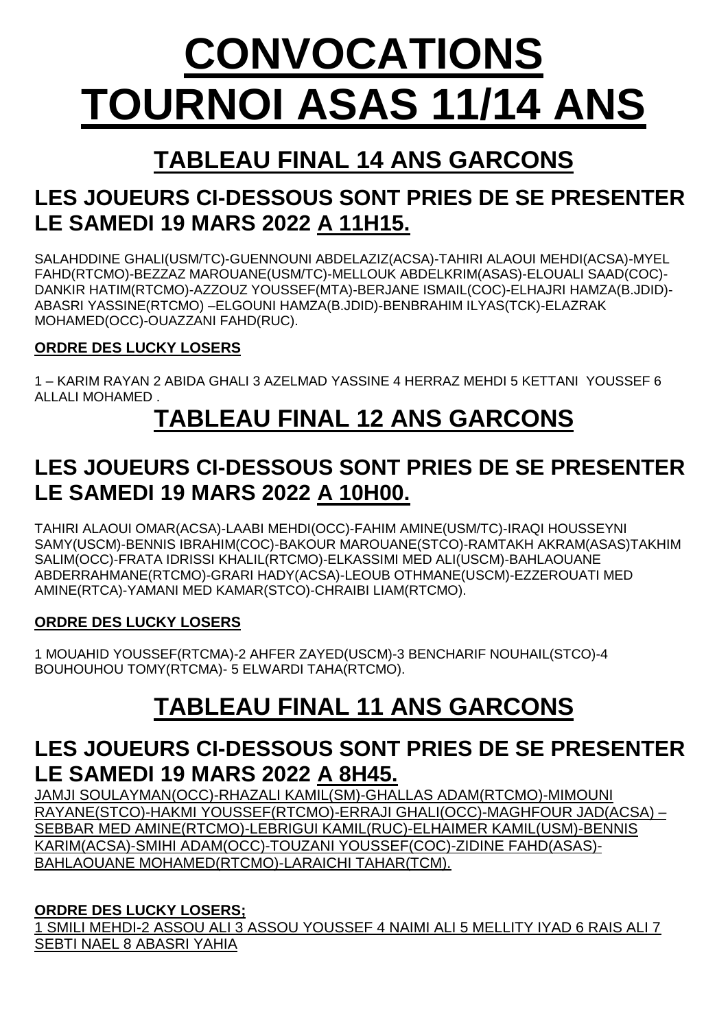# CONVOCATIONS TOURNOI ASAS 11/14 ANS

## TABLEAU FINAL 14 ANS GARCONS

### LES JOUEURS CI-DESSOUS SONT PRIES DE SE PRESENTER LE SAMEDI 19 MARS 2022 A 11H15.

SALAHDDINE GHALI(USM/TC)-GUENNOUNI ABDELAZIZ(ACSA)-TAHIRI ALAOUI MEHDI(ACSA)-MYEL FAHD(RTCMO)-BEZZAZ MAROUANE(USM/TC)-MELLOUK ABDELKRIM(ASAS)-ELOUALI SAAD(COC)-DANKIR HATIM(RTCMO)-AZZOUZ YOUSSEF(MTA)-BERJANE ISMAIL(COC)-ELHAJRI HAMZA(B.JDID)-ABASRI YASSINE(RTCMO) –ELGOUNI HAMZA(B.JDID)-BENBRAHIM ILYAS(TCK)-ELAZRAK MOHAMED(OCC)-OUAZZANI FAHD(RUC).

**ORDRE DES LUCKY LOSERS**

1 – KARIM RAYAN 2 ABIDA GHALI 3 AZELMAD YASSINE 4 HERRAZ MEHDI 5 KETTANI YOUSSEF 6 ALLALI MOHAMED .

## TABLEAU FINAL 12 ANS GARCONS

### LES JOUEURS CI-DESSOUS SONT PRIES DE SE PRESENTER LE SAMEDI 19 MARS 2022 A 10H00.

TAHIRI ALAOUI OMAR(ACSA)-LAABI MEHDI(OCC)-FAHIM AMINE(USM/TC)-IRAQI HOUSSEYNI SAMY(USCM)-BENNIS IBRAHIM(COC)-BAKOUR MAROUANE(STCO)-RAMTAKH AKRAM(ASAS)TAKHIM SALIM(OCC)-FRATA IDRISSI KHALIL(RTCMO)-ELKASSIMI MED ALI(USCM)-BAHLAOUANE ABDERRAHMANE(RTCMO)-GRARI HADY(ACSA)-LEOUB OTHMANE(USCM)-EZZEROUATI MED AMINE(RTCA)-YAMANI MED KAMAR(STCO)-CHRAIBI LIAM(RTCMO).

**ORDRE DES LUCKY LOSERS**

1 MOUAHID YOUSSEF(RTCMA)-2 AHFER ZAYED(USCM)-3 BENCHARIF NOUHAIL(STCO)-4 BOUHOUHOU TOMY(RTCMA)- 5 ELWARDI TAHA(RTCMO).

## TABLEAU FINAL 11 ANS GARCONS

### LES JOUEURS CI-DESSOUS SONT PRIES DE SE PRESENTER LE SAMEDI 19 MARS 2022 A 8H45.

JAMJI SOULAYMAN(OCC)-RHAZALI KAMIL(SM)-GHALLAS ADAM(RTCMO)-MIMOUNI RAYANE(STCO)-HAKMI YOUSSEF(RTCMO)-ERRAJI GHALI(OCC)-MAGHFOUR JAD(ACSA) – SEBBAR MED AMINE(RTCMO)-LEBRIGUI KAMIL(RUC)-ELHAIMER KAMIL(USM)-BENNIS KARIM(ACSA)-SMIHI ADAM(OCC)-TOUZANI YOUSSEF(COC)-ZIDINE FAHD(ASAS)-BAHLAOUANE MOHAMED(RTCMO)-LARAICHI TAHAR(TCM).

**ORDRE DES LUCKY LOSERS;**

1 SMILI MEHDI-2 ASSOU ALI 3 ASSOU YOUSSEF 4 NAIMI ALI 5 MELLITY IYAD 6 RAIS ALI 7 SEBTI NAEL 8 ABASRI YAHIA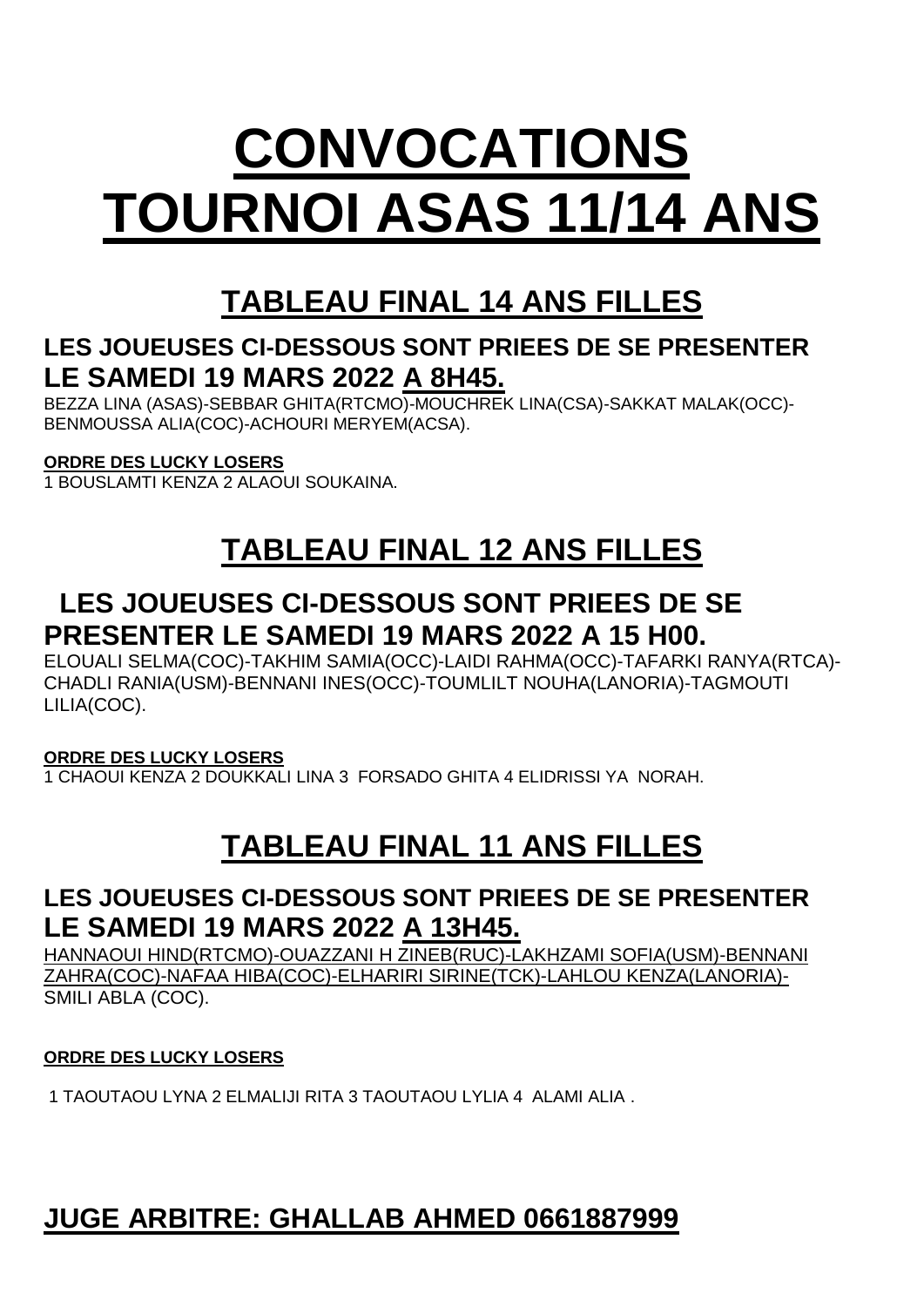# CONVOCATIONS TOURNOI ASAS 11/14 ANS

## TABLEAU FINAL 14 ANS FILLES

### LES JOUEUSES CI-DESSOUS SONT PRIEES DE SE PRESENTER LE SAMEDI 19 MARS 2022 A 8H45.

BEZZA LINA (ASAS)-SEBBAR GHITA(RTCMO)-MOUCHREK LINA(CSA)-SAKKAT MALAK(OCC)-BENMOUSSA ALIA(COC)-ACHOURI MERYEM(ACSA).

**ORDRE DES LUCKY LOSERS**

1 BOUSLAMTI KENZA 2 ALAOUI SOUKAINA.

## TABLEAU FINAL 12 ANS FILLES

### LES JOUEUSES CI-DESSOUS SONT PRIEES DE SE PRESENTER LE SAMEDI 19 MARS 2022 A 15 H00.

ELOUALI SELMA(COC)-TAKHIM SAMIA(OCC)-LAIDI RAHMA(OCC)-TAFARKI RANYA(RTCA)-CHADLI RANIA(USM)-BENNANI INES(OCC)-TOUMLILT NOUHA(LANORIA)-TAGMOUTI LILIA(COC).

**ORDRE DES LUCKY LOSERS**

1 CHAOUI KENZA 2 DOUKKALI LINA 3 FORSADO GHITA 4 ELIDRISSI YA NORAH.

## TABLEAU FINAL 11 ANS FILLES

### LES JOUEUSES CI-DESSOUS SONT PRIEES DE SE PRESENTER LE SAMEDI 19 MARS 2022 A 13H45.

HANNAOUI HIND(RTCMO)-OUAZZANI H ZINEB(RUC)-LAKHZAMI SOFIA(USM)-BENNANI ZAHRA(COC)-NAFAA HIBA(COC)-ELHARIRI SIRINE(TCK)-LAHLOU KENZA(LANORIA)-SMILI ABLA (COC).

**ORDRE DES LUCKY LOSERS**

1 TAOUTAOU LYNA 2 ELMALIJI RITA 3 TAOUTAOU LYLIA 4 ALAMI ALIA .

## JUGE ARBITRE: GHALLAB AHMED 0661887999